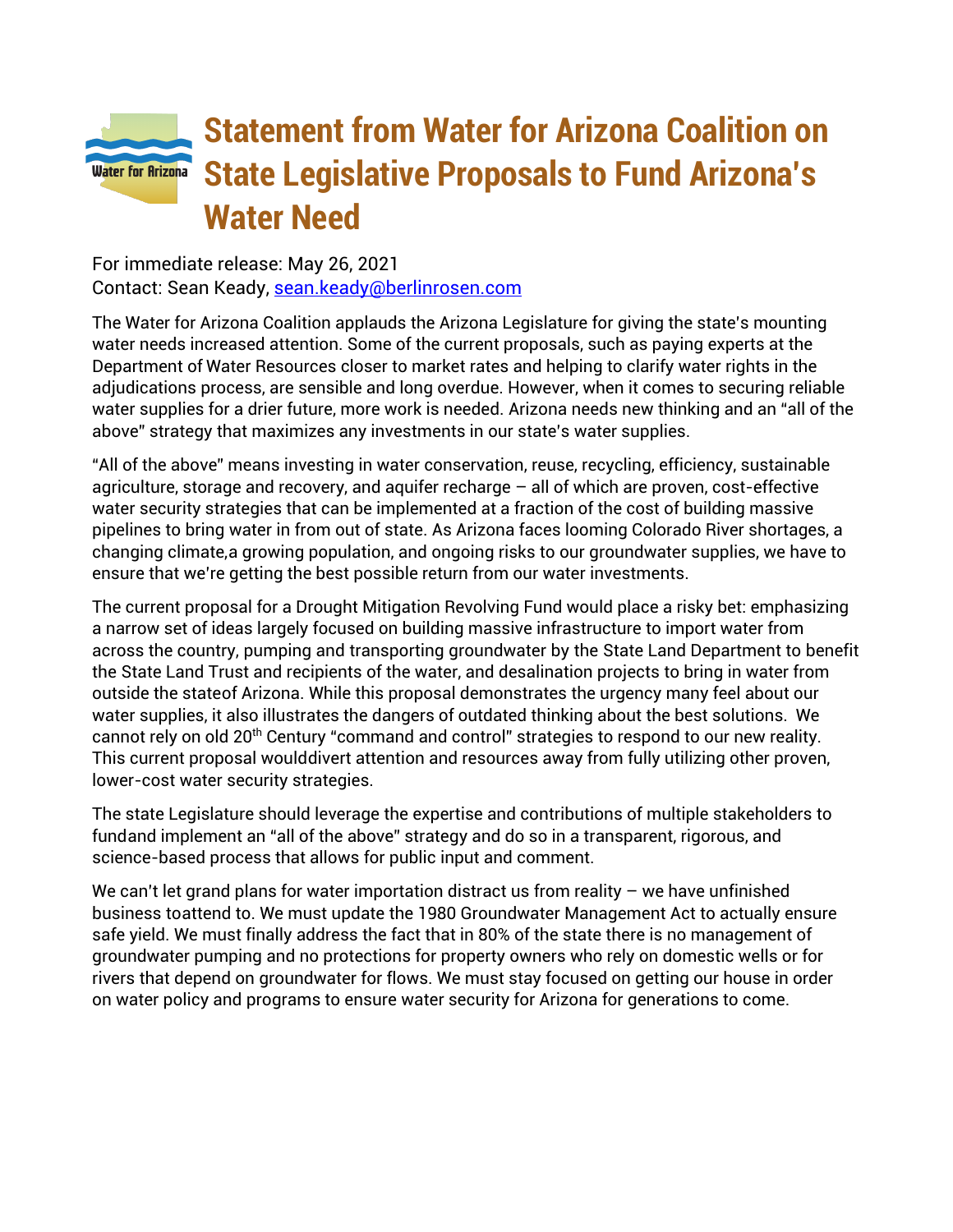# Statement from Water for Arizona Coalition on State Legislative Proposals to Fund Arizona's Water Need

For immediate release: May 26, 2021
Contact: Sean Keady, sean.keady@berlinrosen.com

The Water for Arizona Coalition applauds the Arizona Legislature for giving the state's mounting water needs increased attention. Some of the current proposals, such as paying experts at the Department of Water Resources closer to market rates and helping to clarify water rights in the adjudications process, are sensible and long overdue. However, when it comes to securing reliable water supplies for a drier future, more work is needed. Arizona needs new thinking and an "all of the above" strategy that maximizes any investments in our state's water supplies.

"All of the above" means investing in water conservation, reuse, recycling, efficiency, sustainable agriculture, storage and recovery, and aquifer recharge – all of which are proven, cost-effective water security strategies that can be implemented at a fraction of the cost of building massive pipelines to bring water in from out of state. As Arizona faces looming Colorado River shortages, a changing climate,a growing population, and ongoing risks to our groundwater supplies, we have to ensure that we're getting the best possible return from our water investments.

The current proposal for a Drought Mitigation Revolving Fund would place a risky bet: emphasizing a narrow set of ideas largely focused on building massive infrastructure to import water from across the country, pumping and transporting groundwater by the State Land Department to benefit the State Land Trust and recipients of the water, and desalination projects to bring in water from outside the stateof Arizona. While this proposal demonstrates the urgency many feel about our water supplies, it also illustrates the dangers of outdated thinking about the best solutions. We cannot rely on old 20th Century "command and control" strategies to respond to our new reality. This current proposal woulddivert attention and resources away from fully utilizing other proven, lower-cost water security strategies.

The state Legislature should leverage the expertise and contributions of multiple stakeholders to fundand implement an "all of the above" strategy and do so in a transparent, rigorous, and science-based process that allows for public input and comment.

We can't let grand plans for water importation distract us from reality – we have unfinished business toattend to. We must update the 1980 Groundwater Management Act to actually ensure safe yield. We must finally address the fact that in 80% of the state there is no management of groundwater pumping and no protections for property owners who rely on domestic wells or for rivers that depend on groundwater for flows. We must stay focused on getting our house in order on water policy and programs to ensure water security for Arizona for generations to come.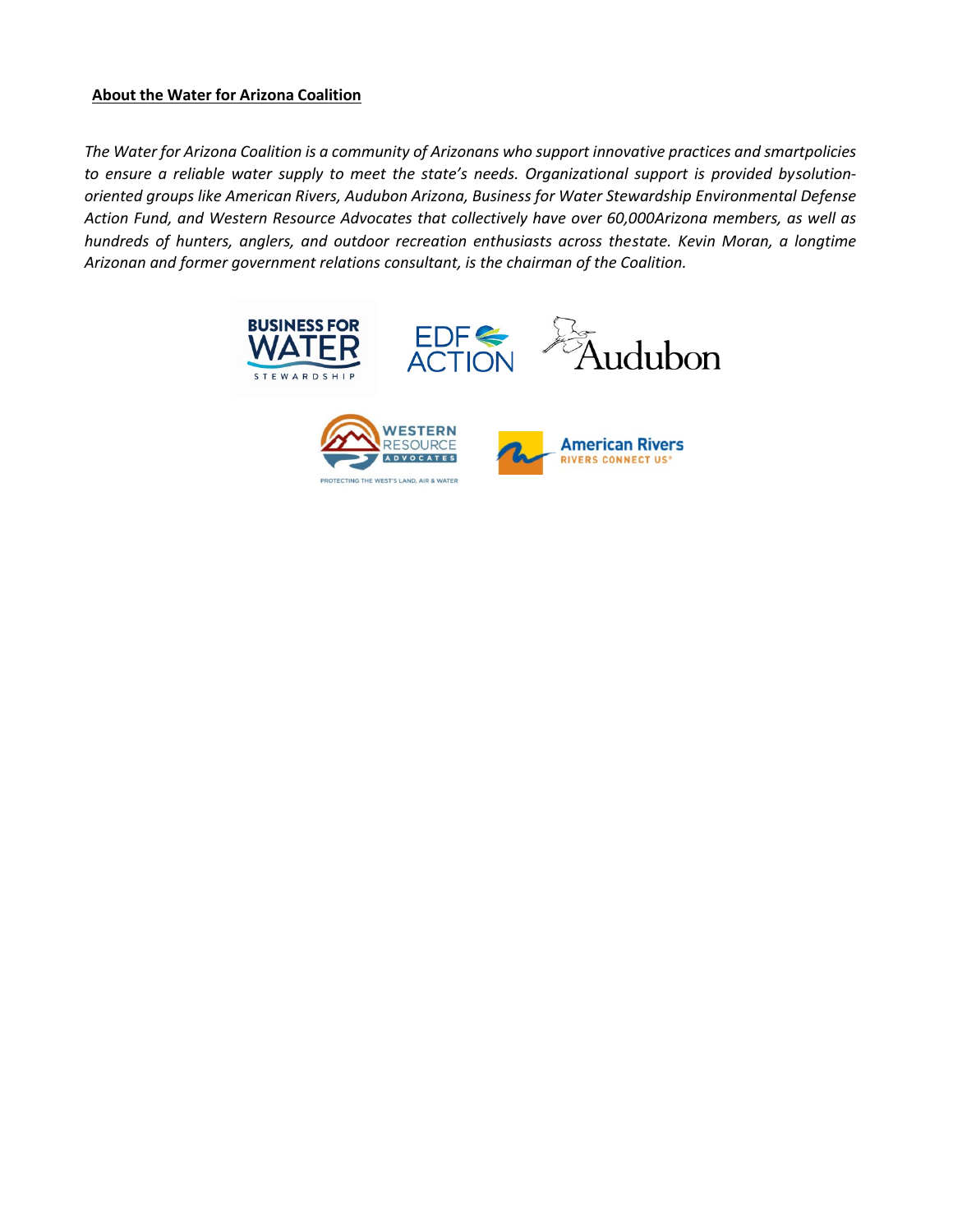**About the Water for Arizona Coalition**

*The Water for Arizona Coalition is a community of Arizonans who support innovative practices and smartpolicies to ensure a reliable water supply to meet the state's needs. Organizational support is provided bysolution-oriented groups like American Rivers, Audubon Arizona, Business for Water Stewardship Environmental Defense Action Fund, and Western Resource Advocates that collectively have over 60,000Arizona members, as well as hundreds of hunters, anglers, and outdoor recreation enthusiasts across thestate. Kevin Moran, a longtime Arizonan and former government relations consultant, is the chairman of the Coalition.*

BUSINESS FOR WATER STEWARDSHIP

EDF ACTION

Audubon

WESTERN RESOURCE ADVOCATES

PROTECTING THE WEST'S LAND, AIR & WATER

American Rivers

RIVERS CONNECT US®